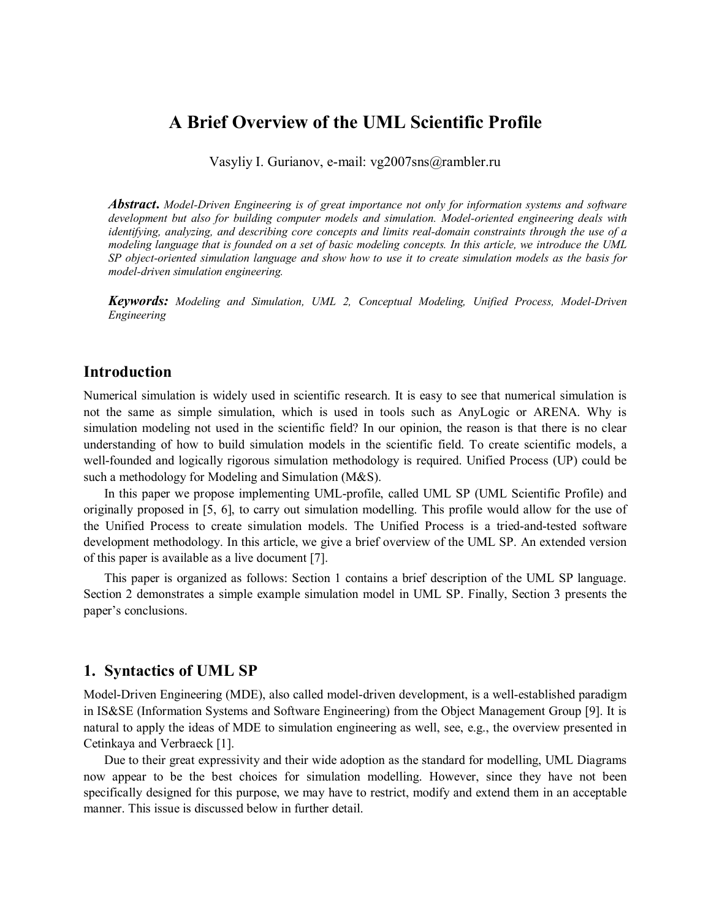# A Brief Overview of the UML Scientific Profile

Vasyliy I. Gurianov, e-mail: vg2007sns@rambler.ru

***Abstract.*** *Model-Driven Engineering is of great importance not only for information systems and software development but also for building computer models and simulation. Model-oriented engineering deals with identifying, analyzing, and describing core concepts and limits real-domain constraints through the use of a modeling language that is founded on a set of basic modeling concepts. In this article, we introduce the UML SP object-oriented simulation language and show how to use it to create simulation models as the basis for model-driven simulation engineering.*

***Keywords:*** *Modeling and Simulation, UML 2, Conceptual Modeling, Unified Process, Model-Driven Engineering*

## Introduction

Numerical simulation is widely used in scientific research. It is easy to see that numerical simulation is not the same as simple simulation, which is used in tools such as AnyLogic or ARENA. Why is simulation modeling not used in the scientific field? In our opinion, the reason is that there is no clear understanding of how to build simulation models in the scientific field. To create scientific models, a well-founded and logically rigorous simulation methodology is required. Unified Process (UP) could be such a methodology for Modeling and Simulation (M&S).

In this paper we propose implementing UML-profile, called UML SP (UML Scientific Profile) and originally proposed in [5, 6], to carry out simulation modelling. This profile would allow for the use of the Unified Process to create simulation models. The Unified Process is a tried-and-tested software development methodology. In this article, we give a brief overview of the UML SP. An extended version of this paper is available as a live document [7].

This paper is organized as follows: Section 1 contains a brief description of the UML SP language. Section 2 demonstrates a simple example simulation model in UML SP. Finally, Section 3 presents the paper's conclusions.

## 1. Syntactics of UML SP

Model-Driven Engineering (MDE), also called model-driven development, is a well-established paradigm in IS&SE (Information Systems and Software Engineering) from the Object Management Group [9]. It is natural to apply the ideas of MDE to simulation engineering as well, see, e.g., the overview presented in Cetinkaya and Verbraeck [1].

Due to their great expressivity and their wide adoption as the standard for modelling, UML Diagrams now appear to be the best choices for simulation modelling. However, since they have not been specifically designed for this purpose, we may have to restrict, modify and extend them in an acceptable manner. This issue is discussed below in further detail.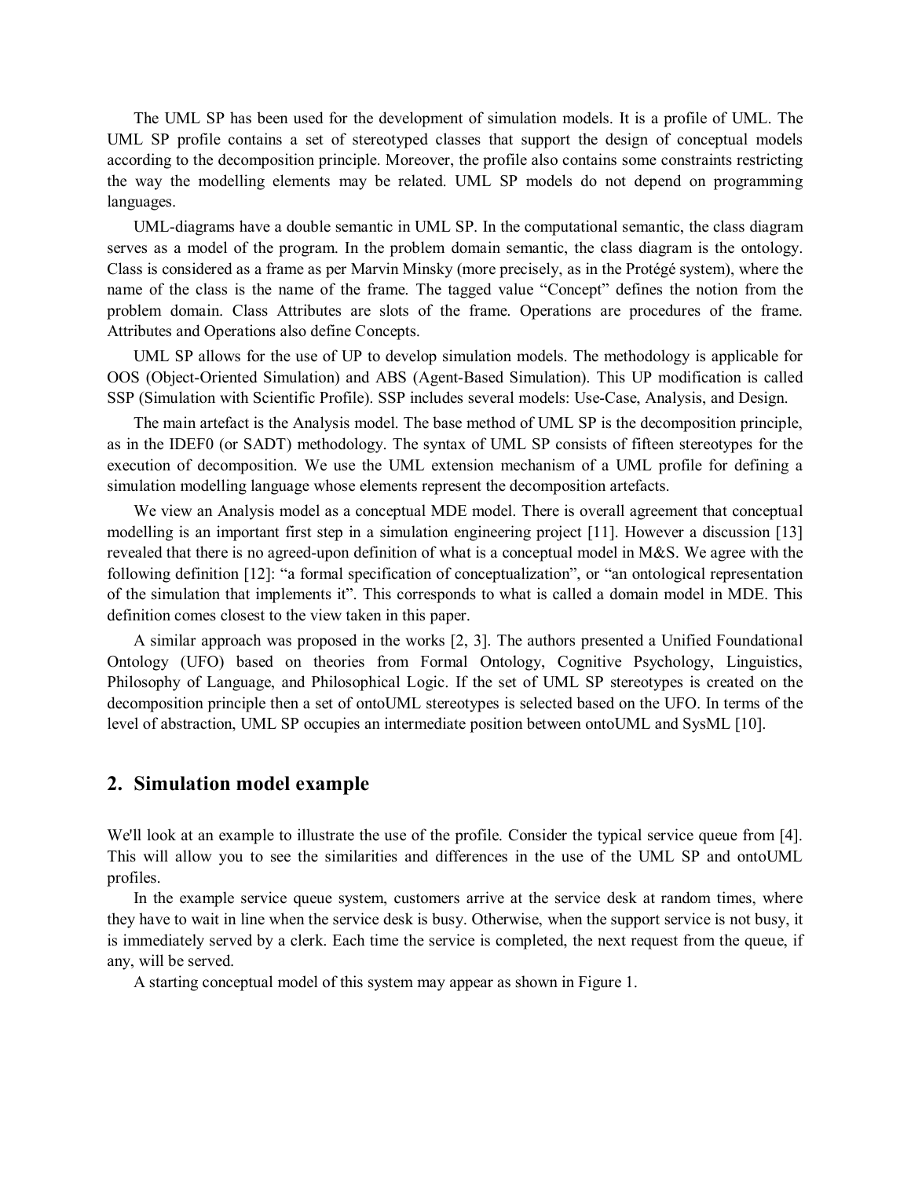The UML SP has been used for the development of simulation models. It is a profile of UML. The UML SP profile contains a set of stereotyped classes that support the design of conceptual models according to the decomposition principle. Moreover, the profile also contains some constraints restricting the way the modelling elements may be related. UML SP models do not depend on programming languages.

UML-diagrams have a double semantic in UML SP. In the computational semantic, the class diagram serves as a model of the program. In the problem domain semantic, the class diagram is the ontology. Class is considered as a frame as per Marvin Minsky (more precisely, as in the Protégé system), where the name of the class is the name of the frame. The tagged value "Concept" defines the notion from the problem domain. Class Attributes are slots of the frame. Operations are procedures of the frame. Attributes and Operations also define Concepts.

UML SP allows for the use of UP to develop simulation models. The methodology is applicable for OOS (Object-Oriented Simulation) and ABS (Agent-Based Simulation). This UP modification is called SSP (Simulation with Scientific Profile). SSP includes several models: Use-Case, Analysis, and Design.

The main artefact is the Analysis model. The base method of UML SP is the decomposition principle, as in the IDEF0 (or SADT) methodology. The syntax of UML SP consists of fifteen stereotypes for the execution of decomposition. We use the UML extension mechanism of a UML profile for defining a simulation modelling language whose elements represent the decomposition artefacts.

We view an Analysis model as a conceptual MDE model. There is overall agreement that conceptual modelling is an important first step in a simulation engineering project [11]. However a discussion [13] revealed that there is no agreed-upon definition of what is a conceptual model in M&S. We agree with the following definition [12]: "a formal specification of conceptualization", or "an ontological representation of the simulation that implements it". This corresponds to what is called a domain model in MDE. This definition comes closest to the view taken in this paper.

A similar approach was proposed in the works [2, 3]. The authors presented a Unified Foundational Ontology (UFO) based on theories from Formal Ontology, Cognitive Psychology, Linguistics, Philosophy of Language, and Philosophical Logic. If the set of UML SP stereotypes is created on the decomposition principle then a set of ontoUML stereotypes is selected based on the UFO. In terms of the level of abstraction, UML SP occupies an intermediate position between ontoUML and SysML [10].

## 2. Simulation model example

We'll look at an example to illustrate the use of the profile. Consider the typical service queue from [4]. This will allow you to see the similarities and differences in the use of the UML SP and ontoUML profiles.

In the example service queue system, customers arrive at the service desk at random times, where they have to wait in line when the service desk is busy. Otherwise, when the support service is not busy, it is immediately served by a clerk. Each time the service is completed, the next request from the queue, if any, will be served.

A starting conceptual model of this system may appear as shown in Figure 1.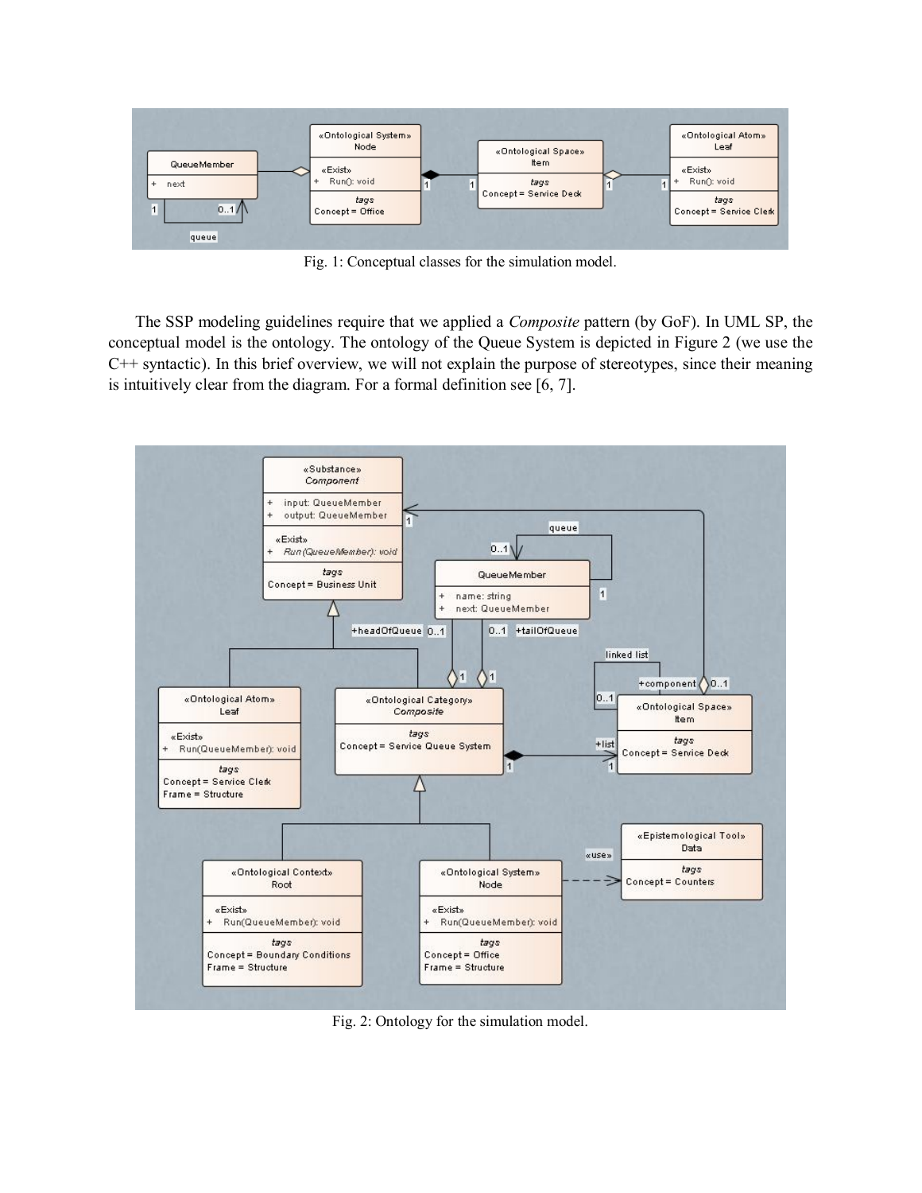Fig. 1: Conceptual classes for the simulation model.

The SSP modeling guidelines require that we applied a *Composite* pattern (by GoF). In UML SP, the conceptual model is the ontology. The ontology of the Queue System is depicted in Figure 2 (we use the C++ syntactic). In this brief overview, we will not explain the purpose of stereotypes, since their meaning is intuitively clear from the diagram. For a formal definition see [6, 7].

Fig. 2: Ontology for the simulation model.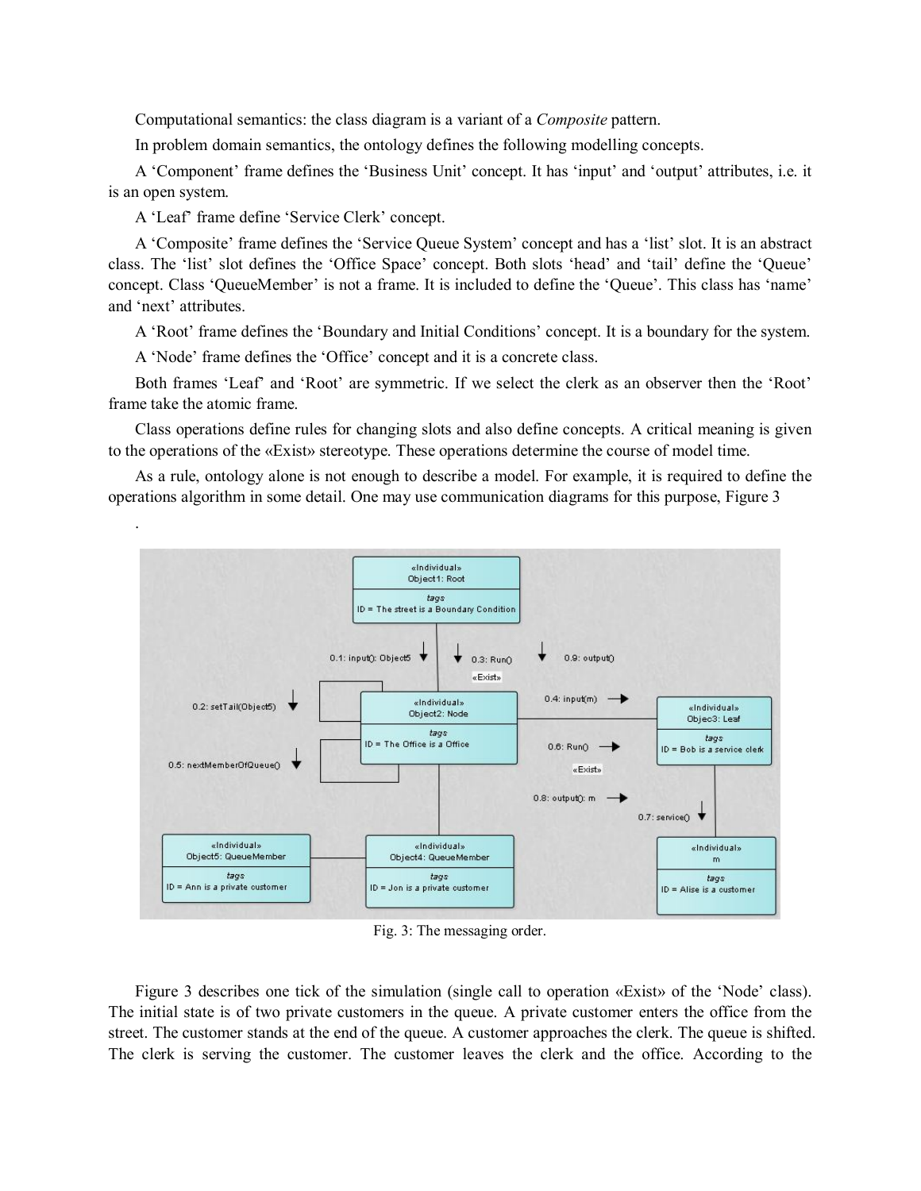Computational semantics: the class diagram is a variant of a *Composite* pattern.

In problem domain semantics, the ontology defines the following modelling concepts.

A 'Component' frame defines the 'Business Unit' concept. It has 'input' and 'output' attributes, i.e. it is an open system.

A 'Leaf' frame define 'Service Clerk' concept.

A 'Composite' frame defines the 'Service Queue System' concept and has a 'list' slot. It is an abstract class. The 'list' slot defines the 'Office Space' concept. Both slots 'head' and 'tail' define the 'Queue' concept. Class 'QueueMember' is not a frame. It is included to define the 'Queue'. This class has 'name' and 'next' attributes.

A 'Root' frame defines the 'Boundary and Initial Conditions' concept. It is a boundary for the system.

A 'Node' frame defines the 'Office' concept and it is a concrete class.

Both frames 'Leaf' and 'Root' are symmetric. If we select the clerk as an observer then the 'Root' frame take the atomic frame.

Class operations define rules for changing slots and also define concepts. A critical meaning is given to the operations of the «Exist» stereotype. These operations determine the course of model time.

As a rule, ontology alone is not enough to describe a model. For example, it is required to define the operations algorithm in some detail. One may use communication diagrams for this purpose, Figure 3

.

Fig. 3: The messaging order.

Figure 3 describes one tick of the simulation (single call to operation «Exist» of the 'Node' class). The initial state is of two private customers in the queue. A private customer enters the office from the street. The customer stands at the end of the queue. A customer approaches the clerk. The queue is shifted. The clerk is serving the customer. The customer leaves the clerk and the office. According to the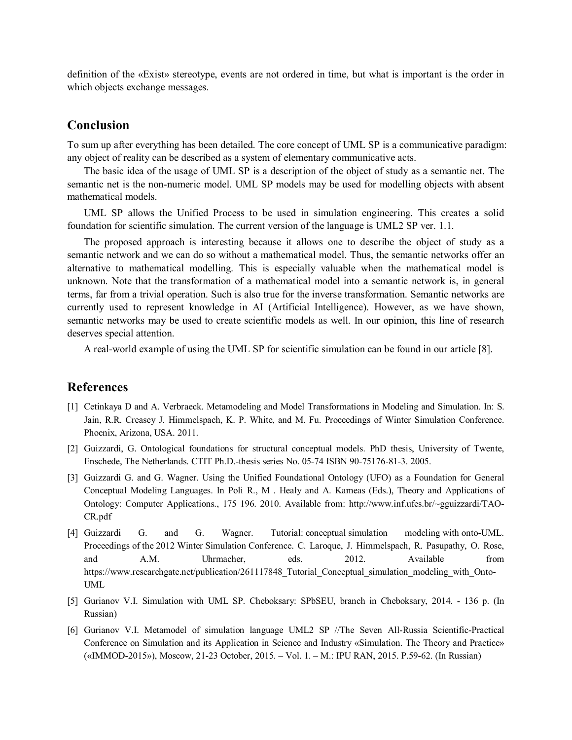definition of the «Exist» stereotype, events are not ordered in time, but what is important is the order in which objects exchange messages.

## Conclusion

To sum up after everything has been detailed. The core concept of UML SP is a communicative paradigm: any object of reality can be described as a system of elementary communicative acts.

The basic idea of the usage of UML SP is a description of the object of study as a semantic net. The semantic net is the non-numeric model. UML SP models may be used for modelling objects with absent mathematical models.

UML SP allows the Unified Process to be used in simulation engineering. This creates a solid foundation for scientific simulation. The current version of the language is UML2 SP ver. 1.1.

The proposed approach is interesting because it allows one to describe the object of study as a semantic network and we can do so without a mathematical model. Thus, the semantic networks offer an alternative to mathematical modelling. This is especially valuable when the mathematical model is unknown. Note that the transformation of a mathematical model into a semantic network is, in general terms, far from a trivial operation. Such is also true for the inverse transformation. Semantic networks are currently used to represent knowledge in AI (Artificial Intelligence). However, as we have shown, semantic networks may be used to create scientific models as well. In our opinion, this line of research deserves special attention.

A real-world example of using the UML SP for scientific simulation can be found in our article [8].

## References

[1] Cetinkaya D and A. Verbraeck. Metamodeling and Model Transformations in Modeling and Simulation. In: S. Jain, R.R. Creasey J. Himmelspach, K. P. White, and M. Fu. Proceedings of Winter Simulation Conference. Phoenix, Arizona, USA. 2011.

[2] Guizzardi, G. Ontological foundations for structural conceptual models. PhD thesis, University of Twente, Enschede, The Netherlands. CTIT Ph.D.-thesis series No. 05-74 ISBN 90-75176-81-3. 2005.

[3] Guizzardi G. and G. Wagner. Using the Unified Foundational Ontology (UFO) as a Foundation for General Conceptual Modeling Languages. In Poli R., M . Healy and A. Kameas (Eds.), Theory and Applications of Ontology: Computer Applications., 175 196. 2010. Available from: http://www.inf.ufes.br/~gguizzardi/TAO-CR.pdf

[4] Guizzardi G. and G. Wagner. Tutorial: conceptual simulation modeling with onto-UML. Proceedings of the 2012 Winter Simulation Conference. C. Laroque, J. Himmelspach, R. Pasupathy, O. Rose, and A.M. Uhrmacher, eds. 2012. Available from https://www.researchgate.net/publication/261117848_Tutorial_Conceptual_simulation_modeling_with_Onto-UML

[5] Gurianov V.I. Simulation with UML SP. Cheboksary: SPbSEU, branch in Cheboksary, 2014. - 136 p. (In Russian)

[6] Gurianov V.I. Metamodel of simulation language UML2 SP //The Seven All-Russia Scientific-Practical Conference on Simulation and its Application in Science and Industry «Simulation. The Theory and Practice» («IMMOD-2015»), Moscow, 21-23 October, 2015. – Vol. 1. – M.: IPU RAN, 2015. P.59-62. (In Russian)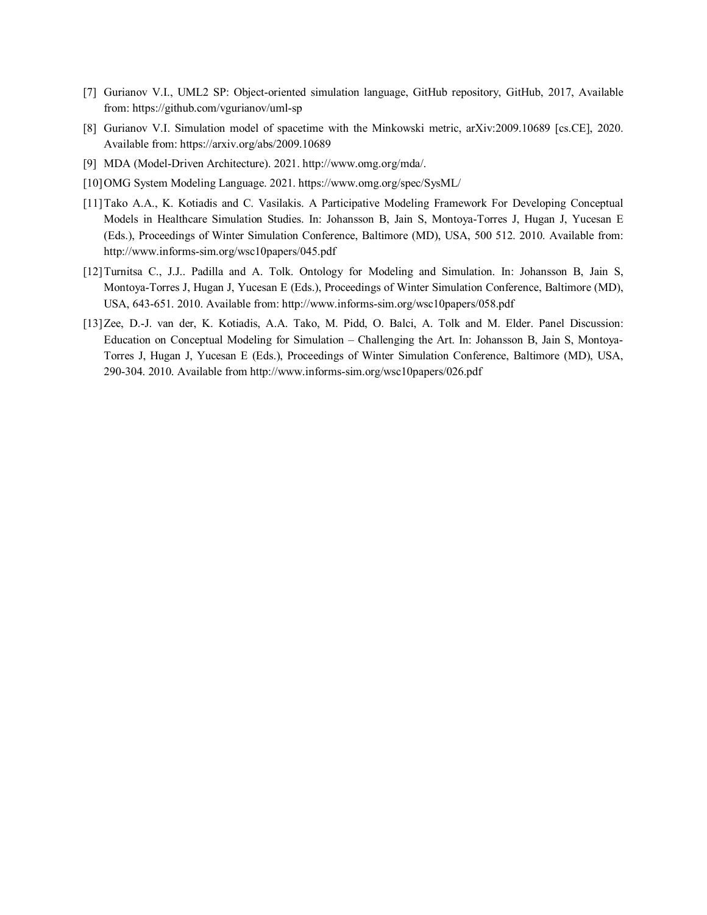[7] Gurianov V.I., UML2 SP: Object-oriented simulation language, GitHub repository, GitHub, 2017, Available from: https://github.com/vgurianov/uml-sp

[8] Gurianov V.I. Simulation model of spacetime with the Minkowski metric, arXiv:2009.10689 [cs.CE], 2020. Available from: https://arxiv.org/abs/2009.10689

[9] MDA (Model-Driven Architecture). 2021. http://www.omg.org/mda/.

[10] OMG System Modeling Language. 2021. https://www.omg.org/spec/SysML/

[11] Tako A.A., K. Kotiadis and C. Vasilakis. A Participative Modeling Framework For Developing Conceptual Models in Healthcare Simulation Studies. In: Johansson B, Jain S, Montoya-Torres J, Hugan J, Yucesan E (Eds.), Proceedings of Winter Simulation Conference, Baltimore (MD), USA, 500 512. 2010. Available from: http://www.informs-sim.org/wsc10papers/045.pdf

[12] Turnitsa C., J.J.. Padilla and A. Tolk. Ontology for Modeling and Simulation. In: Johansson B, Jain S, Montoya-Torres J, Hugan J, Yucesan E (Eds.), Proceedings of Winter Simulation Conference, Baltimore (MD), USA, 643-651. 2010. Available from: http://www.informs-sim.org/wsc10papers/058.pdf

[13] Zee, D.-J. van der, K. Kotiadis, A.A. Tako, M. Pidd, O. Balci, A. Tolk and M. Elder. Panel Discussion: Education on Conceptual Modeling for Simulation – Challenging the Art. In: Johansson B, Jain S, Montoya-Torres J, Hugan J, Yucesan E (Eds.), Proceedings of Winter Simulation Conference, Baltimore (MD), USA, 290-304. 2010. Available from http://www.informs-sim.org/wsc10papers/026.pdf